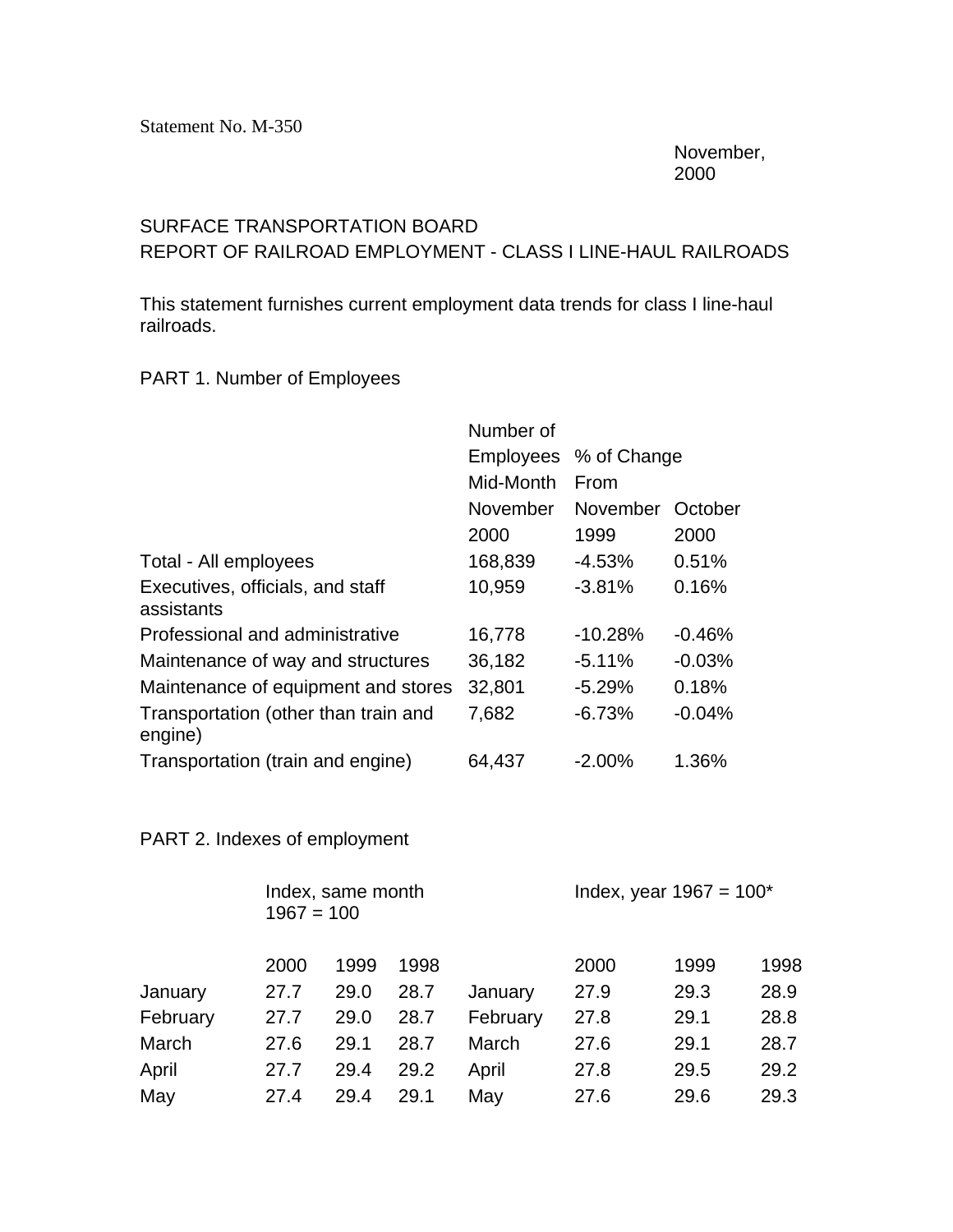Statement No. M-350

November, 2000

SURFACE TRANSPORTATION BOARD
REPORT OF RAILROAD EMPLOYMENT - CLASS I LINE-HAUL RAILROADS

This statement furnishes current employment data trends for class I line-haul railroads.

PART 1. Number of Employees

| | Number of Employees Mid-Month November 2000 | % of Change From November 1999 | October 2000 |
|---|---|---|---|
| Total - All employees | 168,839 | -4.53% | 0.51% |
| Executives, officials, and staff assistants | 10,959 | -3.81% | 0.16% |
| Professional and administrative | 16,778 | -10.28% | -0.46% |
| Maintenance of way and structures | 36,182 | -5.11% | -0.03% |
| Maintenance of equipment and stores | 32,801 | -5.29% | 0.18% |
| Transportation (other than train and engine) | 7,682 | -6.73% | -0.04% |
| Transportation (train and engine) | 64,437 | -2.00% | 1.36% |

PART 2. Indexes of employment

| | Index, same month 1967 = 100 | | | | Index, year 1967 = 100* | | |
|---|---|---|---|---|---|---|---|
| | 2000 | 1999 | 1998 | | 2000 | 1999 | 1998 |
| January | 27.7 | 29.0 | 28.7 | January | 27.9 | 29.3 | 28.9 |
| February | 27.7 | 29.0 | 28.7 | February | 27.8 | 29.1 | 28.8 |
| March | 27.6 | 29.1 | 28.7 | March | 27.6 | 29.1 | 28.7 |
| April | 27.7 | 29.4 | 29.2 | April | 27.8 | 29.5 | 29.2 |
| May | 27.4 | 29.4 | 29.1 | May | 27.6 | 29.6 | 29.3 |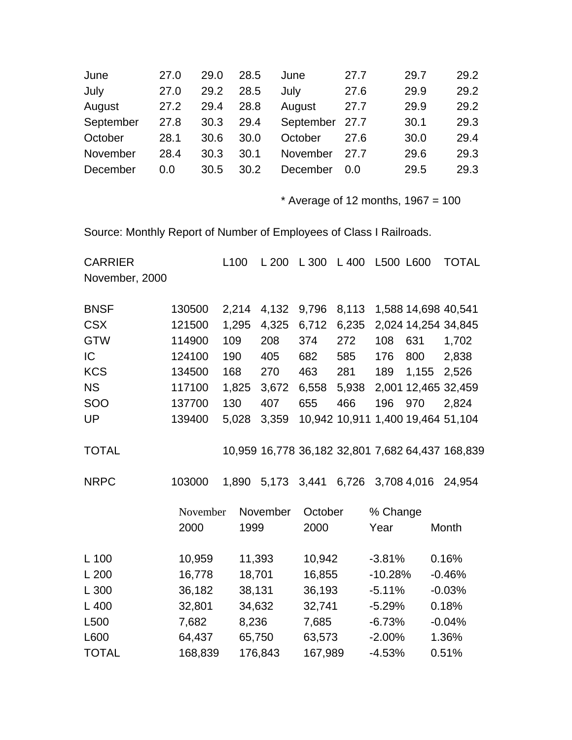| | | | | | | | |
|---|---|---|---|---|---|---|---|
| June | 27.0 | 29.0 | 28.5 | June | 27.7 | 29.7 | 29.2 |
| July | 27.0 | 29.2 | 28.5 | July | 27.6 | 29.9 | 29.2 |
| August | 27.2 | 29.4 | 28.8 | August | 27.7 | 29.9 | 29.2 |
| September | 27.8 | 30.3 | 29.4 | September | 27.7 | 30.1 | 29.3 |
| October | 28.1 | 30.6 | 30.0 | October | 27.6 | 30.0 | 29.4 |
| November | 28.4 | 30.3 | 30.1 | November | 27.7 | 29.6 | 29.3 |
| December | 0.0 | 30.5 | 30.2 | December | 0.0 | 29.5 | 29.3 |

* Average of 12 months, 1967 = 100

Source: Monthly Report of Number of Employees of Class I Railroads.

| CARRIER November, 2000 | | L100 | L 200 | L 300 | L 400 | L500 | L600 | TOTAL |
|---|---|---|---|---|---|---|---|---|
| BNSF | 130500 | 2,214 | 4,132 | 9,796 | 8,113 | 1,588 | 14,698 | 40,541 |
| CSX | 121500 | 1,295 | 4,325 | 6,712 | 6,235 | 2,024 | 14,254 | 34,845 |
| GTW | 114900 | 109 | 208 | 374 | 272 | 108 | 631 | 1,702 |
| IC | 124100 | 190 | 405 | 682 | 585 | 176 | 800 | 2,838 |
| KCS | 134500 | 168 | 270 | 463 | 281 | 189 | 1,155 | 2,526 |
| NS | 117100 | 1,825 | 3,672 | 6,558 | 5,938 | 2,001 | 12,465 | 32,459 |
| SOO | 137700 | 130 | 407 | 655 | 466 | 196 | 970 | 2,824 |
| UP | 139400 | 5,028 | 3,359 | 10,942 | 10,911 | 1,400 | 19,464 | 51,104 |
| TOTAL | | 10,959 | 16,778 | 36,182 | 32,801 | 7,682 | 64,437 | 168,839 |
| NRPC | 103000 | 1,890 | 5,173 | 3,441 | 6,726 | 3,708 | 4,016 | 24,954 |

| | November 2000 | November 1999 | October 2000 | % Change Year | Month |
|---|---|---|---|---|---|
| L 100 | 10,959 | 11,393 | 10,942 | -3.81% | 0.16% |
| L 200 | 16,778 | 18,701 | 16,855 | -10.28% | -0.46% |
| L 300 | 36,182 | 38,131 | 36,193 | -5.11% | -0.03% |
| L 400 | 32,801 | 34,632 | 32,741 | -5.29% | 0.18% |
| L500 | 7,682 | 8,236 | 7,685 | -6.73% | -0.04% |
| L600 | 64,437 | 65,750 | 63,573 | -2.00% | 1.36% |
| TOTAL | 168,839 | 176,843 | 167,989 | -4.53% | 0.51% |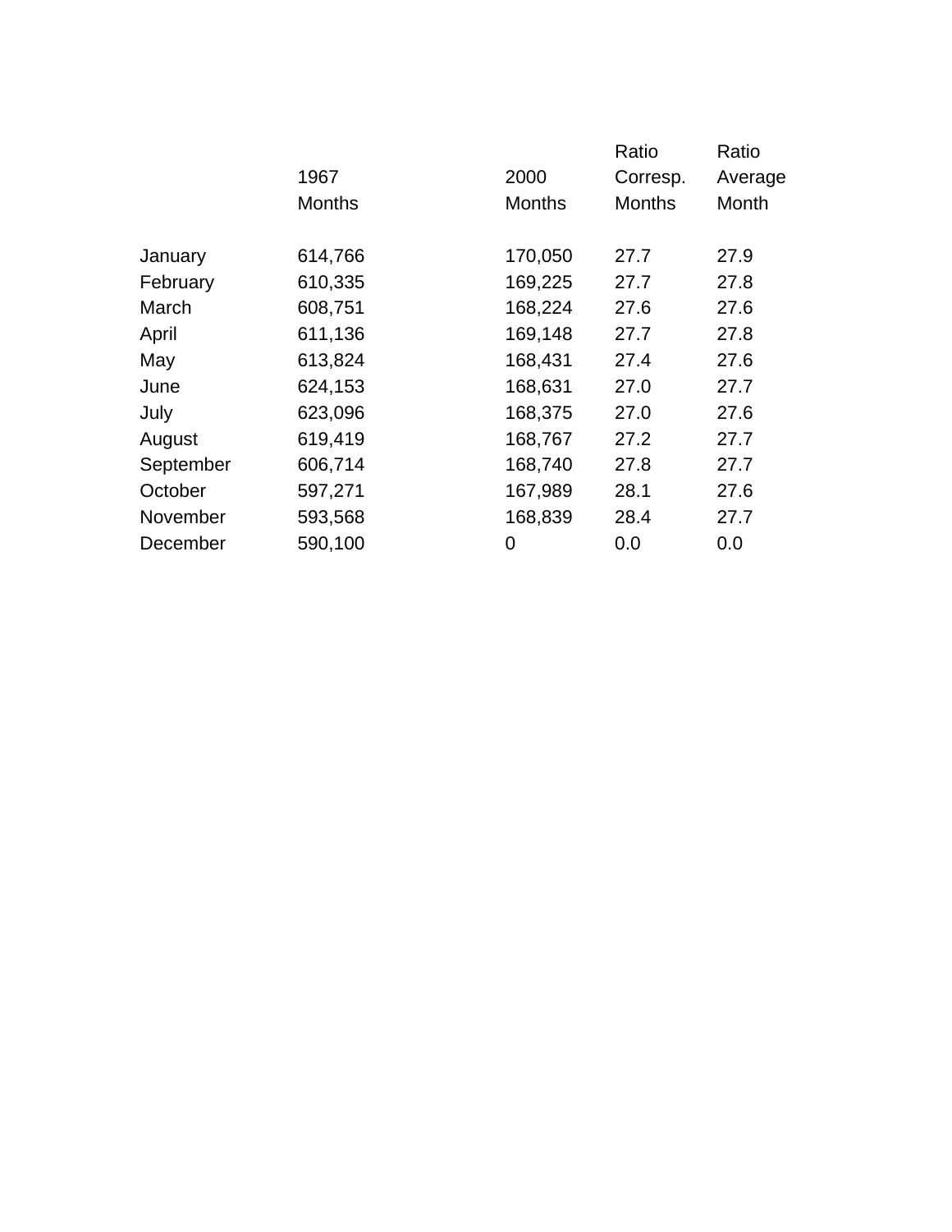| | 1967 Months | 2000 Months | Ratio Corresp. Months | Ratio Average Month |
|---|---|---|---|---|
| January | 614,766 | 170,050 | 27.7 | 27.9 |
| February | 610,335 | 169,225 | 27.7 | 27.8 |
| March | 608,751 | 168,224 | 27.6 | 27.6 |
| April | 611,136 | 169,148 | 27.7 | 27.8 |
| May | 613,824 | 168,431 | 27.4 | 27.6 |
| June | 624,153 | 168,631 | 27.0 | 27.7 |
| July | 623,096 | 168,375 | 27.0 | 27.6 |
| August | 619,419 | 168,767 | 27.2 | 27.7 |
| September | 606,714 | 168,740 | 27.8 | 27.7 |
| October | 597,271 | 167,989 | 28.1 | 27.6 |
| November | 593,568 | 168,839 | 28.4 | 27.7 |
| December | 590,100 | 0 | 0.0 | 0.0 |